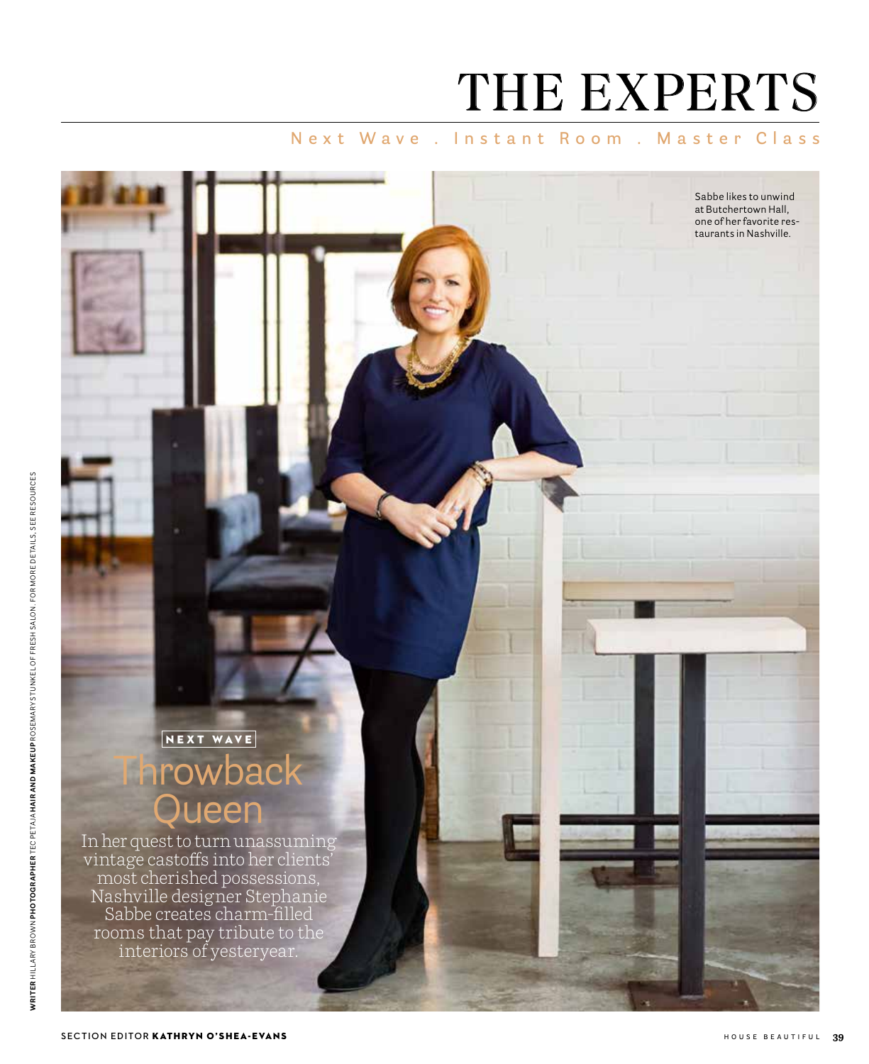# THE EXPERTS

Next Wave . Instant Room . Master Class

Sabbe likes to unwind at Butchertown Hall, one of her favorite restaurants in Nashville.

NEXT WAVE

## Throwback Queen

In her quest to turn unassuming vintage castoffs into her clients' most cherished possessions, Nashville designer Stephanie Sabbe creates charm-filled rooms that pay tribute to the interiors of yesteryear.

**WRITER** HILLARY BROWN **PHOTOGRAPHER** TEC PETAJA **HAIR AND MAKEUP** ROSEMARY STUNKEL OF FRESH SALON. FOR MORE DETAILS, SEE RESOURCES

SECTION EDITOR **KATHRYN O'SHEA-EVANS**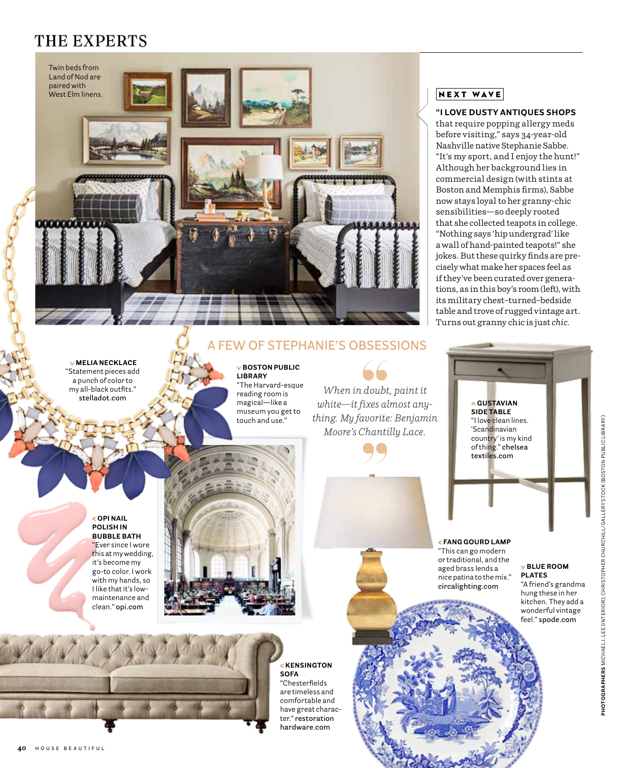# THE EXPERTS

Twin beds from Land of Nod are paired with West Elm linens.

## NEXT WAVE

**"I LOVE DUSTY ANTIQUES SHOPS** that require popping allergy meds before visiting," says 34-year-old Nashville native Stephanie Sabbe. "It's my sport, and I enjoy the hunt!" Although her background lies in commercial design (with stints at Boston and Memphis firms), Sabbe now stays loyal to her granny-chic sensibilities—so deeply rooted that she collected teapots in college. "Nothing says 'hip undergrad' like a wall of hand-painted teapots!" she jokes. But these quirky finds are precisely what make her spaces feel as if they've been curated over generations, as in this boy's room (left), with its military chest–turned–bedside table and trove of rugged vintage art. Turns out granny chic is just *chic.*

## A FEW OF STEPHANIE'S OBSESSIONS

**MELIA NECKLACE**
"Statement pieces add a punch of color to my all-black outfits." **stelladot.com**

**BOSTON PUBLIC LIBRARY**
"The Harvard-esque reading room is magical—like a museum you get to touch and use."

> *When in doubt, paint it white—it fixes almost anything. My favorite: Benjamin Moore's Chantilly Lace.*

**GUSTAVIAN SIDE TABLE**
"I love clean lines. 'Scandinavian country' is my kind of thing." **chelsea textiles.com**

**OPI NAIL POLISH IN BUBBLE BATH**
"Ever since I wore this at my wedding, it's become my go-to color. I work with my hands, so I like that it's low-maintenance and clean." **opi.com**

**FANG GOURD LAMP**
"This can go modern or traditional, and the aged brass lends a nice patina to the mix." **circalighting.com**

**BLUE ROOM PLATES**
"A friend's grandma hung these in her kitchen. They add a wonderful vintage feel." **spode.com**

**KENSINGTON SOFA**
"Chesterfields are timeless and comfortable and have great character." **restoration hardware.com**

**PHOTOGRAPHERS** MICHAEL J. LEE (INTERIOR); CHRISTOPHER CHURCHILL/GALLERYSTOCK (BOSTON PUBLIC LIBRARY)